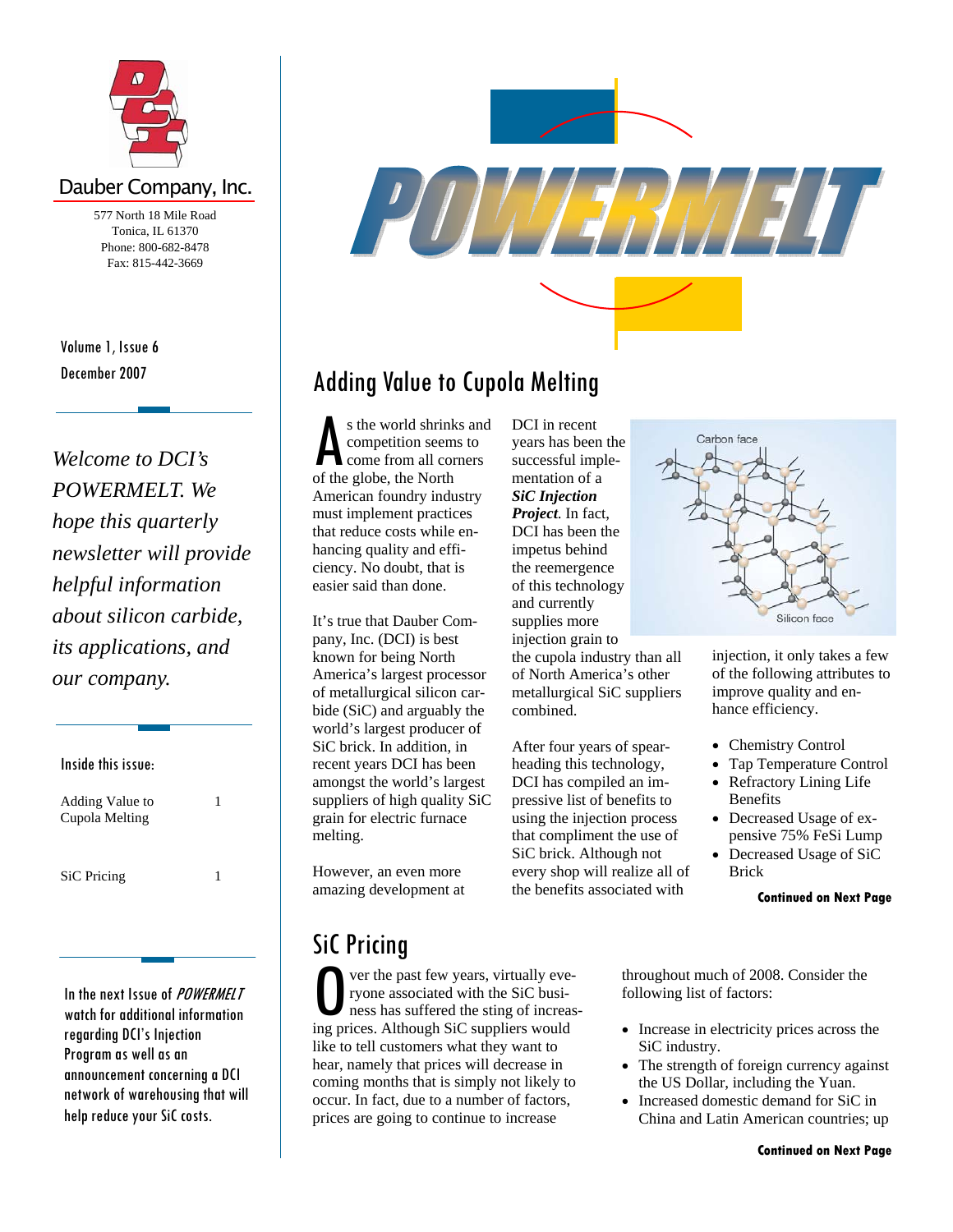Dauber Company, Inc.

577 North 18 Mile Road
Tonica, IL 61370
Phone: 800-682-8478
Fax: 815-442-3669

# POWERMELT

Volume 1, Issue 6
December 2007

*Welcome to DCI's POWERMELT. We hope this quarterly newsletter will provide helpful information about silicon carbide, its applications, and our company.*

**Inside this issue:**

| | |
|---|---|
| Adding Value to Cupola Melting | 1 |
| SiC Pricing | 1 |

In the next Issue of *POWERMELT* watch for additional information regarding DCI's Injection Program as well as an announcement concerning a DCI network of warehousing that will help reduce your SiC costs.

## Adding Value to Cupola Melting

As the world shrinks and competition seems to come from all corners of the globe, the North American foundry industry must implement practices that reduce costs while enhancing quality and efficiency. No doubt, that is easier said than done.

It's true that Dauber Company, Inc. (DCI) is best known for being North America's largest processor of metallurgical silicon carbide (SiC) and arguably the world's largest producer of SiC brick. In addition, in recent years DCI has been amongst the world's largest suppliers of high quality SiC grain for electric furnace melting.

However, an even more amazing development at DCI in recent years has been the successful implementation of a ***SiC Injection Project***. In fact, DCI has been the impetus behind the reemergence of this technology and currently supplies more injection grain to the cupola industry than all of North America's other metallurgical SiC suppliers combined.

After four years of spearheading this technology, DCI has compiled an impressive list of benefits to using the injection process that compliment the use of SiC brick. Although not every shop will realize all of the benefits associated with injection, it only takes a few of the following attributes to improve quality and enhance efficiency.

- Chemistry Control
- Tap Temperature Control
- Refractory Lining Life Benefits
- Decreased Usage of expensive 75% FeSi Lump
- Decreased Usage of SiC Brick

**Continued on Next Page**

## SiC Pricing

Over the past few years, virtually everyone associated with the SiC business has suffered the sting of increasing prices. Although SiC suppliers would like to tell customers what they want to hear, namely that prices will decrease in coming months that is simply not likely to occur. In fact, due to a number of factors, prices are going to continue to increase throughout much of 2008. Consider the following list of factors:

- Increase in electricity prices across the SiC industry.
- The strength of foreign currency against the US Dollar, including the Yuan.
- Increased domestic demand for SiC in China and Latin American countries; up

**Continued on Next Page**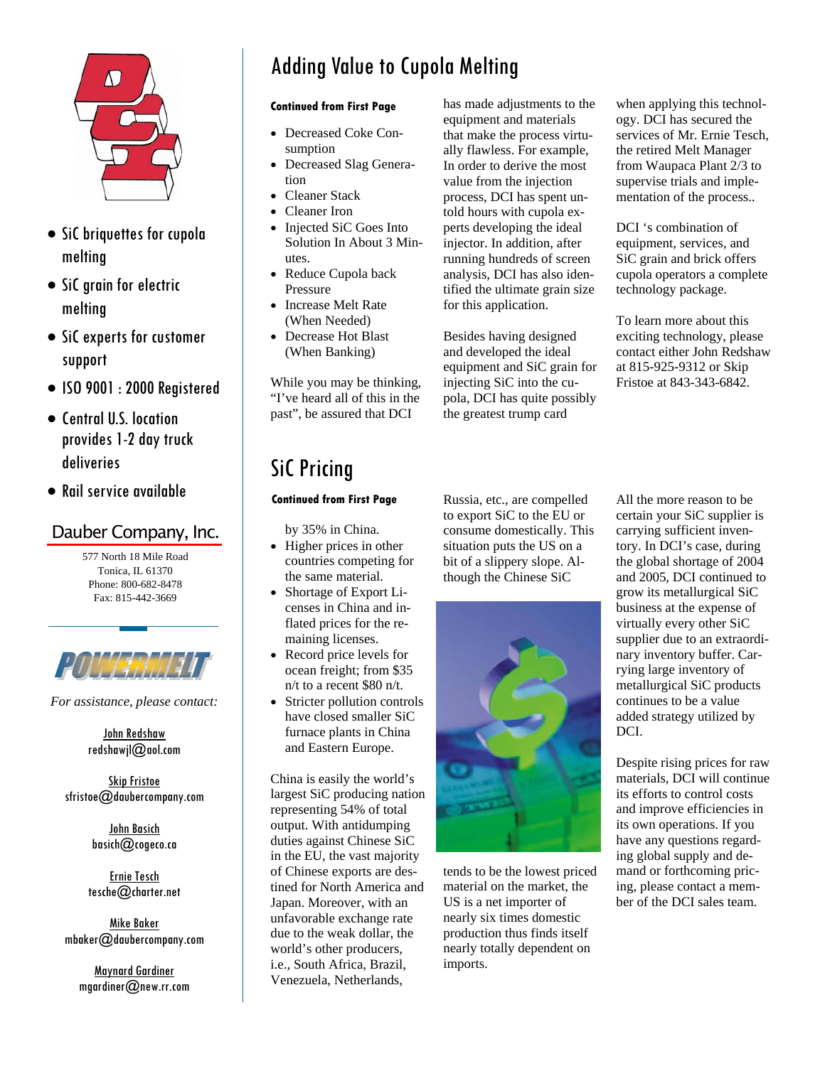- SiC briquettes for cupola melting
- SiC grain for electric melting
- SiC experts for customer support
- ISO 9001 : 2000 Registered
- Central U.S. location provides 1-2 day truck deliveries
- Rail service available

**Dauber Company, Inc.**

577 North 18 Mile Road
Tonica, IL 61370
Phone: 800-682-8478
Fax: 815-442-3669

POWERMELT

*For assistance, please contact:*

John Redshaw
redshawjl@aol.com

Skip Fristoe
sfristoe@daubercompany.com

John Basich
basich@cogeco.ca

Ernie Tesch
tesche@charter.net

Mike Baker
mbaker@daubercompany.com

Maynard Gardiner
mgardiner@new.rr.com

# Adding Value to Cupola Melting

**Continued from First Page**

- Decreased Coke Consumption
- Decreased Slag Generation
- Cleaner Stack
- Cleaner Iron
- Injected SiC Goes Into Solution In About 3 Minutes.
- Reduce Cupola back Pressure
- Increase Melt Rate (When Needed)
- Decrease Hot Blast (When Banking)

While you may be thinking, “I’ve heard all of this in the past”, be assured that DCI has made adjustments to the equipment and materials that make the process virtually flawless. For example, In order to derive the most value from the injection process, DCI has spent untold hours with cupola experts developing the ideal injector. In addition, after running hundreds of screen analysis, DCI has also identified the ultimate grain size for this application.

Besides having designed and developed the ideal equipment and SiC grain for injecting SiC into the cupola, DCI has quite possibly the greatest trump card when applying this technology. DCI has secured the services of Mr. Ernie Tesch, the retired Melt Manager from Waupaca Plant 2/3 to supervise trials and implementation of the process..

DCI ‘s combination of equipment, services, and SiC grain and brick offers cupola operators a complete technology package.

To learn more about this exciting technology, please contact either John Redshaw at 815-925-9312 or Skip Fristoe at 843-343-6842.

# SiC Pricing

**Continued from First Page**

by 35% in China.

- Higher prices in other countries competing for the same material.
- Shortage of Export Licenses in China and inflated prices for the remaining licenses.
- Record price levels for ocean freight; from \$35 n/t to a recent \$80 n/t.
- Stricter pollution controls have closed smaller SiC furnace plants in China and Eastern Europe.

China is easily the world’s largest SiC producing nation representing 54% of total output. With antidumping duties against Chinese SiC in the EU, the vast majority of Chinese exports are destined for North America and Japan. Moreover, with an unfavorable exchange rate due to the weak dollar, the world’s other producers, i.e., South Africa, Brazil, Venezuela, Netherlands, Russia, etc., are compelled to export SiC to the EU or consume domestically. This situation puts the US on a bit of a slippery slope. Although the Chinese SiC tends to be the lowest priced material on the market, the US is a net importer of nearly six times domestic production thus finds itself nearly totally dependent on imports.

All the more reason to be certain your SiC supplier is carrying sufficient inventory. In DCI’s case, during the global shortage of 2004 and 2005, DCI continued to grow its metallurgical SiC business at the expense of virtually every other SiC supplier due to an extraordinary inventory buffer. Carrying large inventory of metallurgical SiC products continues to be a value added strategy utilized by DCI.

Despite rising prices for raw materials, DCI will continue its efforts to control costs and improve efficiencies in its own operations. If you have any questions regarding global supply and demand or forthcoming pricing, please contact a member of the DCI sales team.